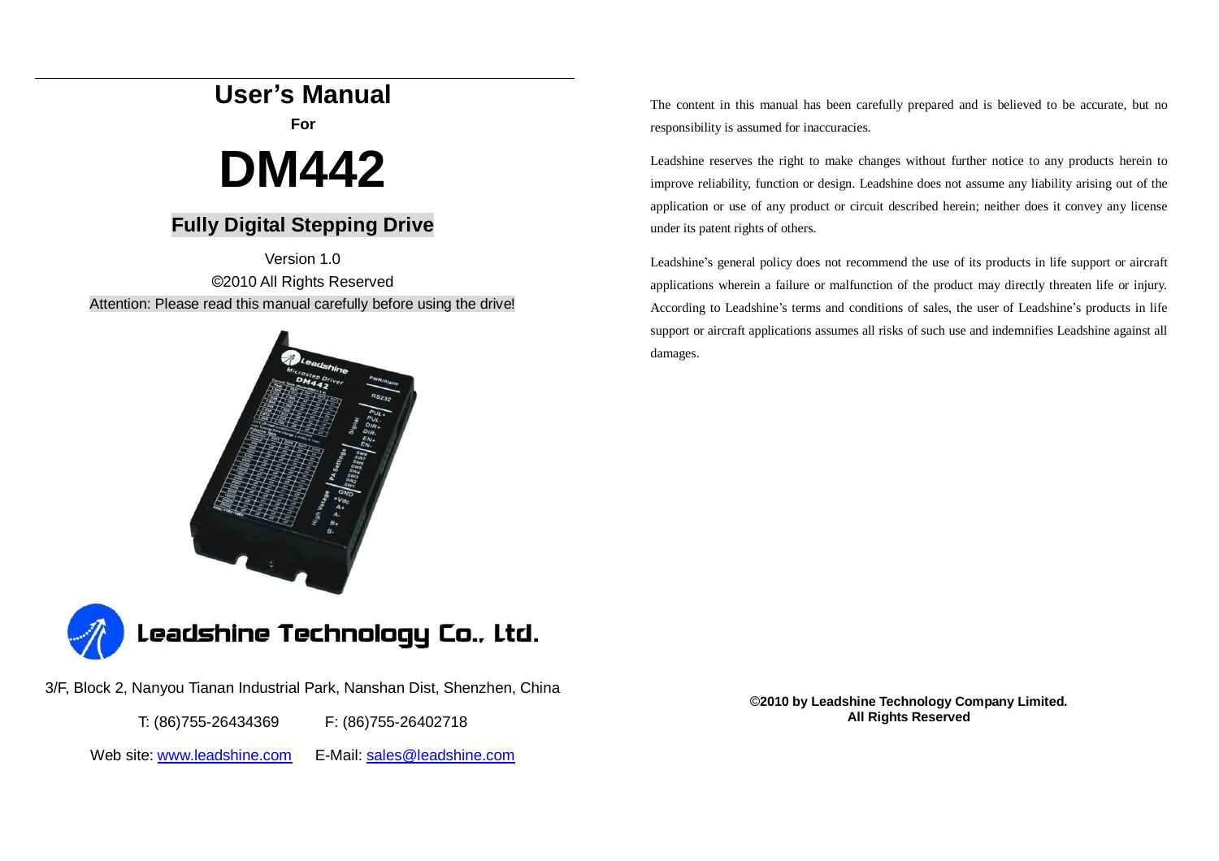# User's Manual

**For**

# DM442

## Fully Digital Stepping Drive

Version 1.0

©2010 All Rights Reserved

Attention: Please read this manual carefully before using the drive!

Leadshine Technology Co., Ltd.

3/F, Block 2, Nanyou Tianan Industrial Park, Nanshan Dist, Shenzhen, China

T: (86)755-26434369 F: (86)755-26402718

Web site: [www.leadshine.com](http://www.leadshine.com) E-Mail: [sales@leadshine.com](mailto:sales@leadshine.com)

The content in this manual has been carefully prepared and is believed to be accurate, but no responsibility is assumed for inaccuracies.

Leadshine reserves the right to make changes without further notice to any products herein to improve reliability, function or design. Leadshine does not assume any liability arising out of the application or use of any product or circuit described herein; neither does it convey any license under its patent rights of others.

Leadshine's general policy does not recommend the use of its products in life support or aircraft applications wherein a failure or malfunction of the product may directly threaten life or injury. According to Leadshine's terms and conditions of sales, the user of Leadshine's products in life support or aircraft applications assumes all risks of such use and indemnifies Leadshine against all damages.

**©2010 by Leadshine Technology Company Limited.**
**All Rights Reserved**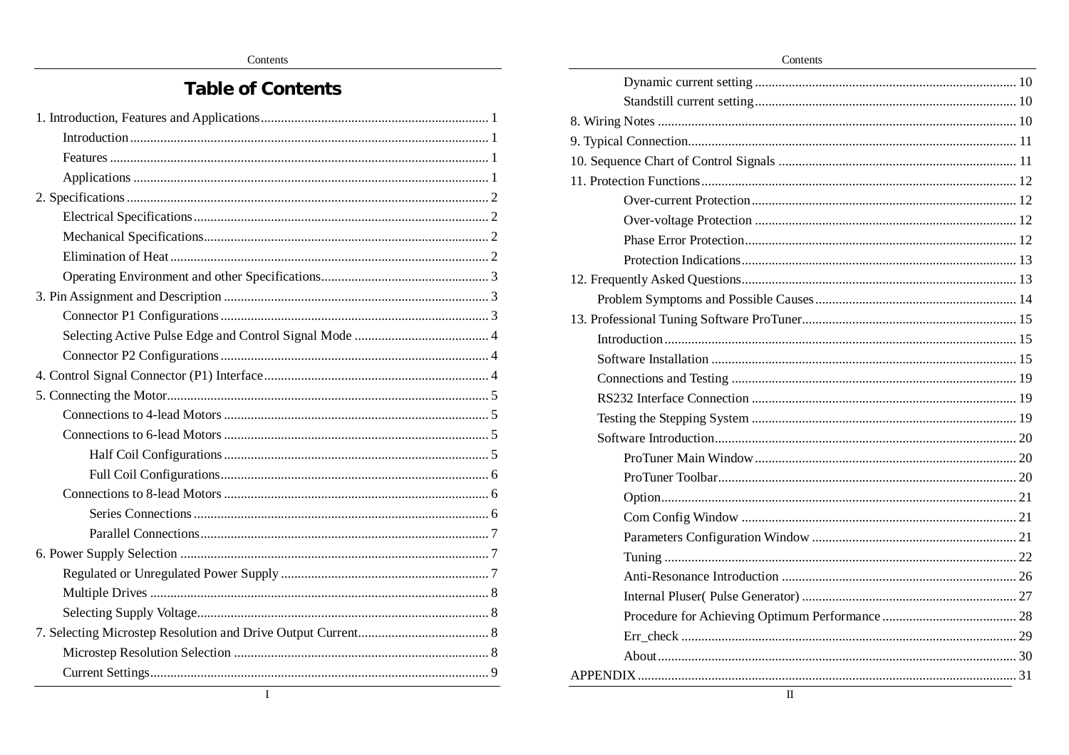# Table of Contents

1. Introduction, Features and Applications ........ 1
    - Introduction ........ 1
    - Features ........ 1
    - Applications ........ 1
2. Specifications ........ 2
    - Electrical Specifications ........ 2
    - Mechanical Specifications ........ 2
    - Elimination of Heat ........ 2
    - Operating Environment and other Specifications ........ 3
3. Pin Assignment and Description ........ 3
    - Connector P1 Configurations ........ 3
    - Selecting Active Pulse Edge and Control Signal Mode ........ 4
    - Connector P2 Configurations ........ 4
4. Control Signal Connector (P1) Interface ........ 4
5. Connecting the Motor ........ 5
    - Connections to 4-lead Motors ........ 5
    - Connections to 6-lead Motors ........ 5
        - Half Coil Configurations ........ 5
        - Full Coil Configurations ........ 6
    - Connections to 8-lead Motors ........ 6
        - Series Connections ........ 6
        - Parallel Connections ........ 7
6. Power Supply Selection ........ 7
    - Regulated or Unregulated Power Supply ........ 7
    - Multiple Drives ........ 8
    - Selecting Supply Voltage ........ 8
7. Selecting Microstep Resolution and Drive Output Current ........ 8
    - Microstep Resolution Selection ........ 8
    - Current Settings ........ 9
        - Dynamic current setting ........ 10
        - Standstill current setting ........ 10
8. Wiring Notes ........ 10
9. Typical Connection ........ 11
10. Sequence Chart of Control Signals ........ 11
11. Protection Functions ........ 12
        - Over-current Protection ........ 12
        - Over-voltage Protection ........ 12
        - Phase Error Protection ........ 12
        - Protection Indications ........ 13
12. Frequently Asked Questions ........ 13
    - Problem Symptoms and Possible Causes ........ 14
13. Professional Tuning Software ProTuner ........ 15
    - Introduction ........ 15
    - Software Installation ........ 15
    - Connections and Testing ........ 19
    - RS232 Interface Connection ........ 19
    - Testing the Stepping System ........ 19
    - Software Introduction ........ 20
        - ProTuner Main Window ........ 20
        - ProTuner Toolbar ........ 20
        - Option ........ 21
        - Com Config Window ........ 21
        - Parameters Configuration Window ........ 21
        - Tuning ........ 22
        - Anti-Resonance Introduction ........ 26
        - Internal Pluser( Pulse Generator) ........ 27
        - Procedure for Achieving Optimum Performance ........ 28
        - Err_check ........ 29
        - About ........ 30

APPENDIX ........ 31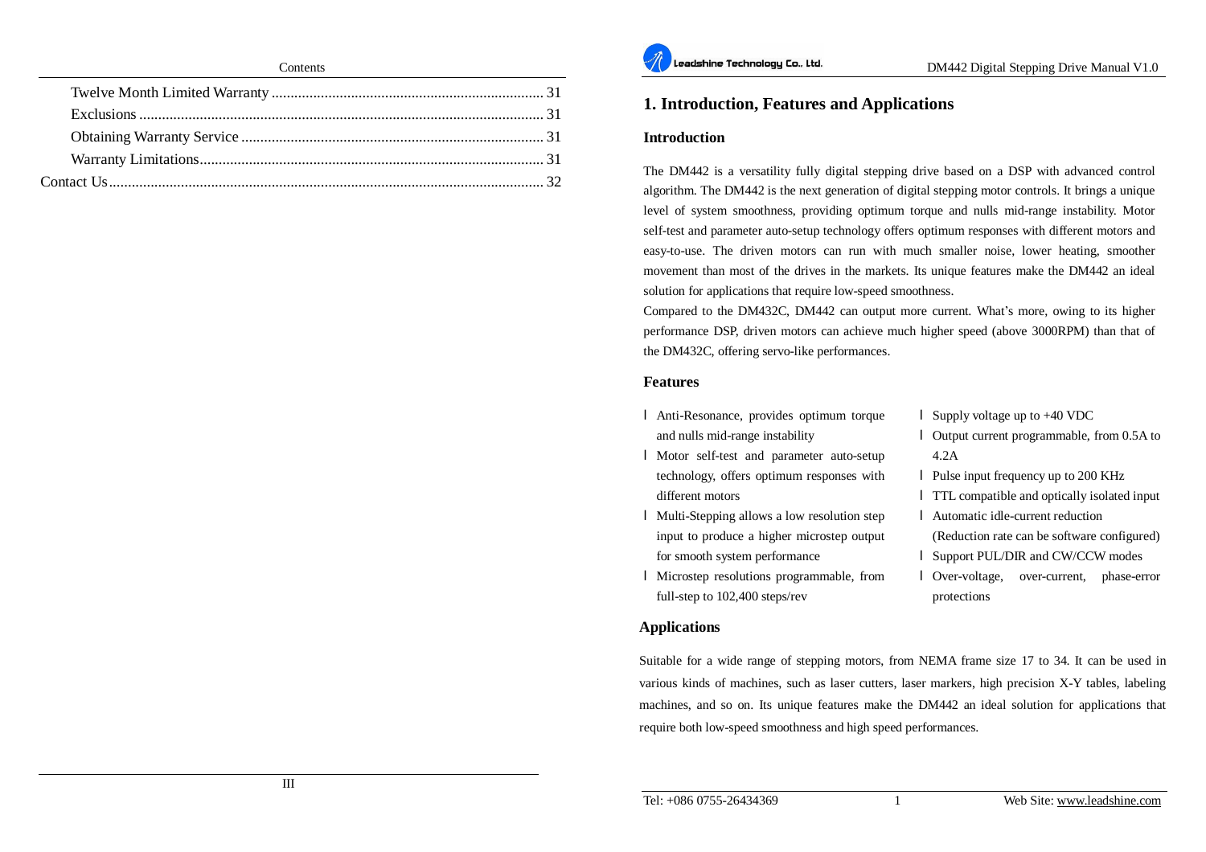Contents

| | |
|---|---|
| Twelve Month Limited Warranty | 31 |
| Exclusions | 31 |
| Obtaining Warranty Service | 31 |
| Warranty Limitations | 31 |
| Contact Us | 32 |

# 1. Introduction, Features and Applications

## Introduction

The DM442 is a versatility fully digital stepping drive based on a DSP with advanced control algorithm. The DM442 is the next generation of digital stepping motor controls. It brings a unique level of system smoothness, providing optimum torque and nulls mid-range instability. Motor self-test and parameter auto-setup technology offers optimum responses with different motors and easy-to-use. The driven motors can run with much smaller noise, lower heating, smoother movement than most of the drives in the markets. Its unique features make the DM442 an ideal solution for applications that require low-speed smoothness.

Compared to the DM432C, DM442 can output more current. What's more, owing to its higher performance DSP, driven motors can achieve much higher speed (above 3000RPM) than that of the DM432C, offering servo-like performances.

## Features

- Anti-Resonance, provides optimum torque and nulls mid-range instability
- Motor self-test and parameter auto-setup technology, offers optimum responses with different motors
- Multi-Stepping allows a low resolution step input to produce a higher microstep output for smooth system performance
- Microstep resolutions programmable, from full-step to 102,400 steps/rev
- Supply voltage up to +40 VDC
- Output current programmable, from 0.5A to 4.2A
- Pulse input frequency up to 200 KHz
- TTL compatible and optically isolated input
- Automatic idle-current reduction (Reduction rate can be software configured)
- Support PUL/DIR and CW/CCW modes
- Over-voltage, over-current, phase-error protections

## Applications

Suitable for a wide range of stepping motors, from NEMA frame size 17 to 34. It can be used in various kinds of machines, such as laser cutters, laser markers, high precision X-Y tables, labeling machines, and so on. Its unique features make the DM442 an ideal solution for applications that require both low-speed smoothness and high speed performances.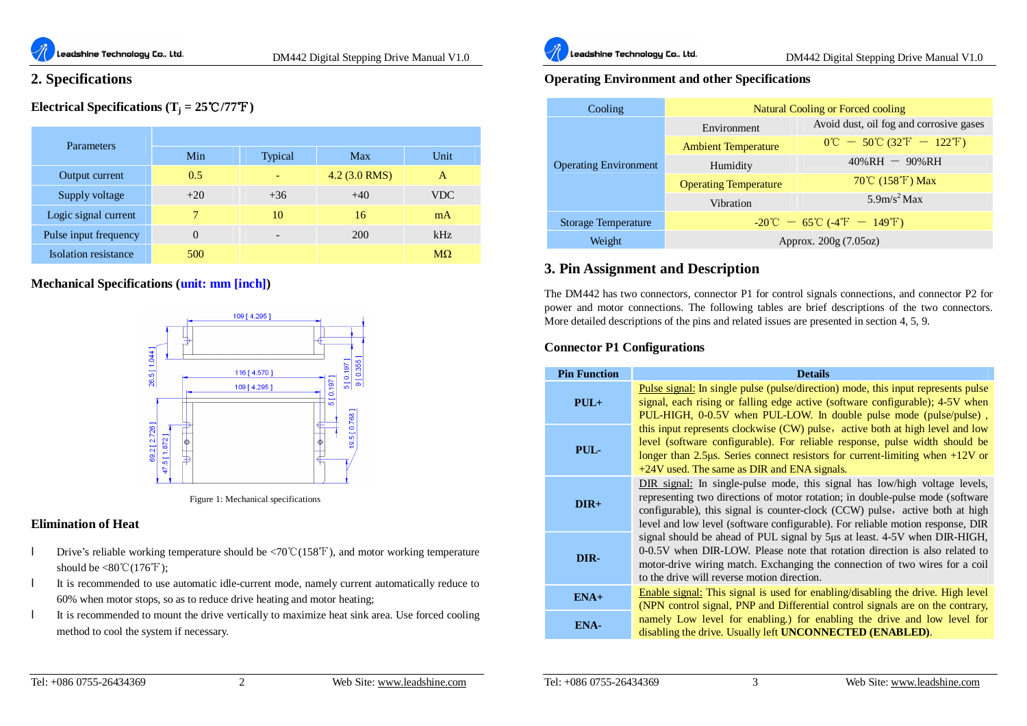## 2. Specifications

### Electrical Specifications ($T_j$ = 25℃/77℉)

| Parameters | Min | Typical | Max | Unit |
|---|---|---|---|---|
| Output current | 0.5 | - | 4.2 (3.0 RMS) | A |
| Supply voltage | +20 | +36 | +40 | VDC |
| Logic signal current | 7 | 10 | 16 | mA |
| Pulse input frequency | 0 | - | 200 | kHz |
| Isolation resistance | 500 | | | MΩ |

### Mechanical Specifications (unit: mm [inch])

Figure 1: Mechanical specifications

### Elimination of Heat

- Drive's reliable working temperature should be <70℃(158℉), and motor working temperature should be <80℃(176℉);
- It is recommended to use automatic idle-current mode, namely current automatically reduce to 60% when motor stops, so as to reduce drive heating and motor heating;
- It is recommended to mount the drive vertically to maximize heat sink area. Use forced cooling method to cool the system if necessary.

### Operating Environment and other Specifications

| Cooling | Natural Cooling or Forced cooling | |
|---|---|---|
| Operating Environment | Environment | Avoid dust, oil fog and corrosive gases |
| | Ambient Temperature | 0℃ － 50℃ (32℉ － 122℉) |
| | Humidity | 40%RH － 90%RH |
| | Operating Temperature | 70℃ (158℉) Max |
| | Vibration | 5.9m/s² Max |
| Storage Temperature | -20℃ － 65℃ (-4℉ － 149℉) | |
| Weight | Approx. 200g (7.05oz) | |

## 3. Pin Assignment and Description

The DM442 has two connectors, connector P1 for control signals connections, and connector P2 for power and motor connections. The following tables are brief descriptions of the two connectors. More detailed descriptions of the pins and related issues are presented in section 4, 5, 9.

### Connector P1 Configurations

| Pin Function | Details |
|---|---|
| **PUL+** | Pulse signal: In single pulse (pulse/direction) mode, this input represents pulse signal, each rising or falling edge active (software configurable); 4-5V when PUL-HIGH, 0-0.5V when PUL-LOW. In double pulse mode (pulse/pulse) , this input represents clockwise (CW) pulse，active both at high level and low level (software configurable). For reliable response, pulse width should be longer than 2.5μs. Series connect resistors for current-limiting when +12V or +24V used. The same as DIR and ENA signals. |
| **PUL-** | |
| **DIR+** | DIR signal: In single-pulse mode, this signal has low/high voltage levels, representing two directions of motor rotation; in double-pulse mode (software configurable), this signal is counter-clock (CCW) pulse，active both at high level and low level (software configurable). For reliable motion response, DIR signal should be ahead of PUL signal by 5μs at least. 4-5V when DIR-HIGH, 0-0.5V when DIR-LOW. Please note that rotation direction is also related to motor-drive wiring match. Exchanging the connection of two wires for a coil to the drive will reverse motion direction. |
| **DIR-** | |
| **ENA+** | Enable signal: This signal is used for enabling/disabling the drive. High level (NPN control signal, PNP and Differential control signals are on the contrary, namely Low level for enabling.) for enabling the drive and low level for disabling the drive. Usually left **UNCONNECTED (ENABLED)**. |
| **ENA-** | |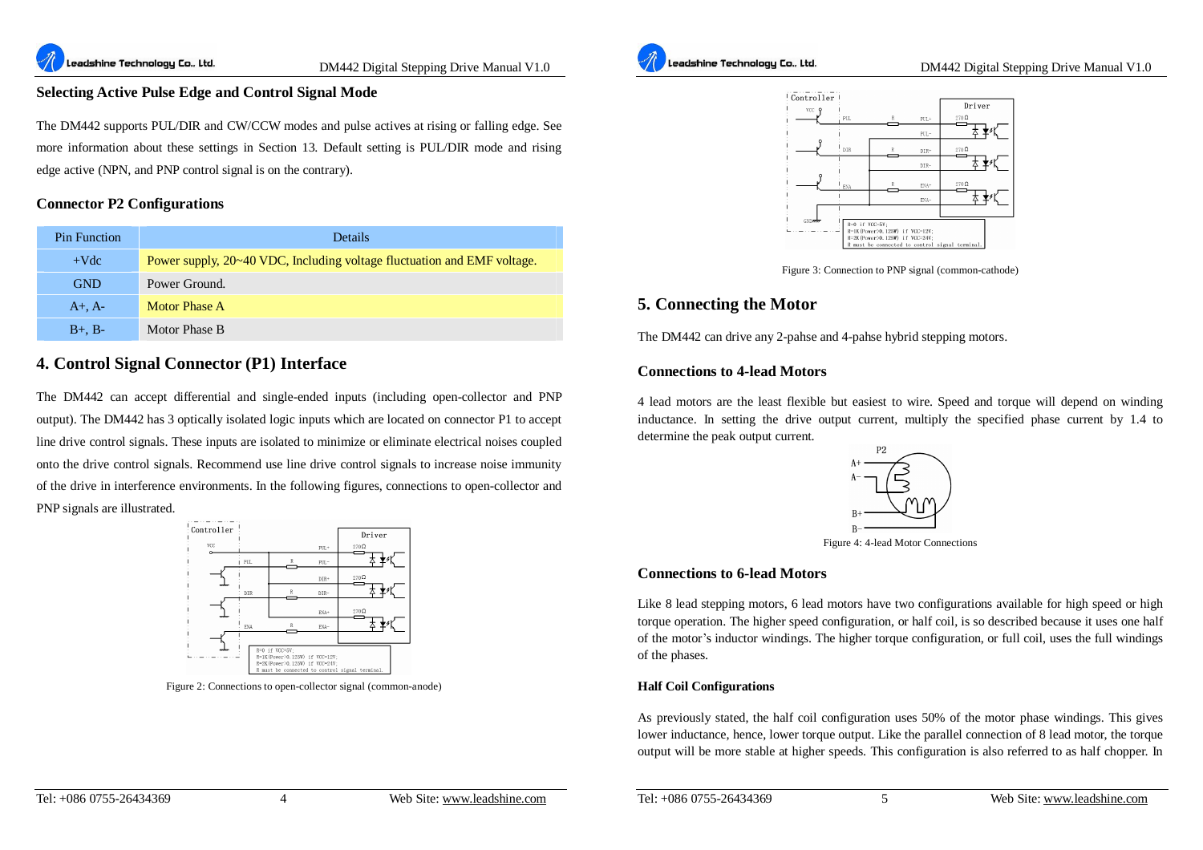### Selecting Active Pulse Edge and Control Signal Mode

The DM442 supports PUL/DIR and CW/CCW modes and pulse actives at rising or falling edge. See more information about these settings in Section 13. Default setting is PUL/DIR mode and rising edge active (NPN, and PNP control signal is on the contrary).

### Connector P2 Configurations

| Pin Function | Details |
|---|---|
| +Vdc | Power supply, 20~40 VDC, Including voltage fluctuation and EMF voltage. |
| GND | Power Ground. |
| A+, A- | Motor Phase A |
| B+, B- | Motor Phase B |

## 4. Control Signal Connector (P1) Interface

The DM442 can accept differential and single-ended inputs (including open-collector and PNP output). The DM442 has 3 optically isolated logic inputs which are located on connector P1 to accept line drive control signals. These inputs are isolated to minimize or eliminate electrical noises coupled onto the drive control signals. Recommend use line drive control signals to increase noise immunity of the drive in interference environments. In the following figures, connections to open-collector and PNP signals are illustrated.

Figure 2: Connections to open-collector signal (common-anode)

Figure 3: Connection to PNP signal (common-cathode)

## 5. Connecting the Motor

The DM442 can drive any 2-pahse and 4-pahse hybrid stepping motors.

### Connections to 4-lead Motors

4 lead motors are the least flexible but easiest to wire. Speed and torque will depend on winding inductance. In setting the drive output current, multiply the specified phase current by 1.4 to determine the peak output current.

Figure 4: 4-lead Motor Connections

### Connections to 6-lead Motors

Like 8 lead stepping motors, 6 lead motors have two configurations available for high speed or high torque operation. The higher speed configuration, or half coil, is so described because it uses one half of the motor's inductor windings. The higher torque configuration, or full coil, uses the full windings of the phases.

#### Half Coil Configurations

As previously stated, the half coil configuration uses 50% of the motor phase windings. This gives lower inductance, hence, lower torque output. Like the parallel connection of 8 lead motor, the torque output will be more stable at higher speeds. This configuration is also referred to as half chopper. In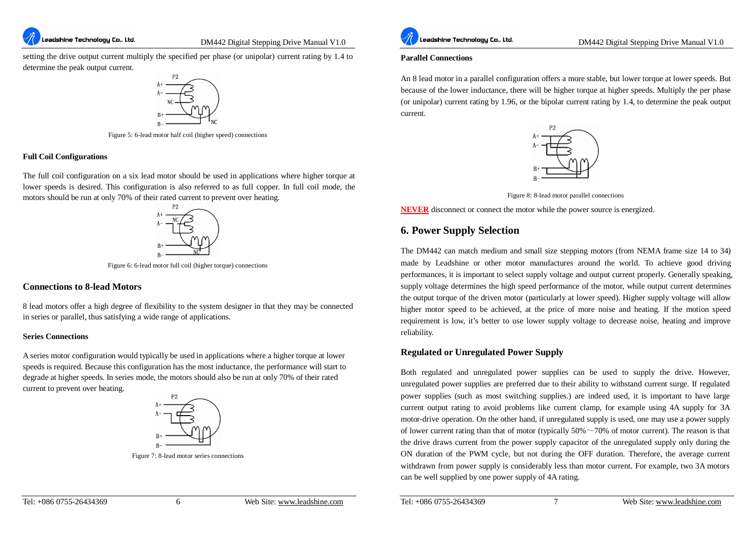setting the drive output current multiply the specified per phase (or unipolar) current rating by 1.4 to determine the peak output current.

Figure 5: 6-lead motor half coil (higher speed) connections

#### Full Coil Configurations

The full coil configuration on a six lead motor should be used in applications where higher torque at lower speeds is desired. This configuration is also referred to as full copper. In full coil mode, the motors should be run at only 70% of their rated current to prevent over heating.

Figure 6: 6-lead motor full coil (higher torque) connections

### Connections to 8-lead Motors

8 lead motors offer a high degree of flexibility to the system designer in that they may be connected in series or parallel, thus satisfying a wide range of applications.

#### Series Connections

A series motor configuration would typically be used in applications where a higher torque at lower speeds is required. Because this configuration has the most inductance, the performance will start to degrade at higher speeds. In series mode, the motors should also be run at only 70% of their rated current to prevent over heating.

Figure 7: 8-lead motor series connections

#### Parallel Connections

An 8 lead motor in a parallel configuration offers a more stable, but lower torque at lower speeds. But because of the lower inductance, there will be higher torque at higher speeds. Multiply the per phase (or unipolar) current rating by 1.96, or the bipolar current rating by 1.4, to determine the peak output current.

Figure 8: 8-lead motor parallel connections

**NEVER** disconnect or connect the motor while the power source is energized.

## 6. Power Supply Selection

The DM442 can match medium and small size stepping motors (from NEMA frame size 14 to 34) made by Leadshine or other motor manufactures around the world. To achieve good driving performances, it is important to select supply voltage and output current properly. Generally speaking, supply voltage determines the high speed performance of the motor, while output current determines the output torque of the driven motor (particularly at lower speed). Higher supply voltage will allow higher motor speed to be achieved, at the price of more noise and heating. If the motion speed requirement is low, it's better to use lower supply voltage to decrease noise, heating and improve reliability.

### Regulated or Unregulated Power Supply

Both regulated and unregulated power supplies can be used to supply the drive. However, unregulated power supplies are preferred due to their ability to withstand current surge. If regulated power supplies (such as most switching supplies.) are indeed used, it is important to have large current output rating to avoid problems like current clamp, for example using 4A supply for 3A motor-drive operation. On the other hand, if unregulated supply is used, one may use a power supply of lower current rating than that of motor (typically 50%～70% of motor current). The reason is that the drive draws current from the power supply capacitor of the unregulated supply only during the ON duration of the PWM cycle, but not during the OFF duration. Therefore, the average current withdrawn from power supply is considerably less than motor current. For example, two 3A motors can be well supplied by one power supply of 4A rating.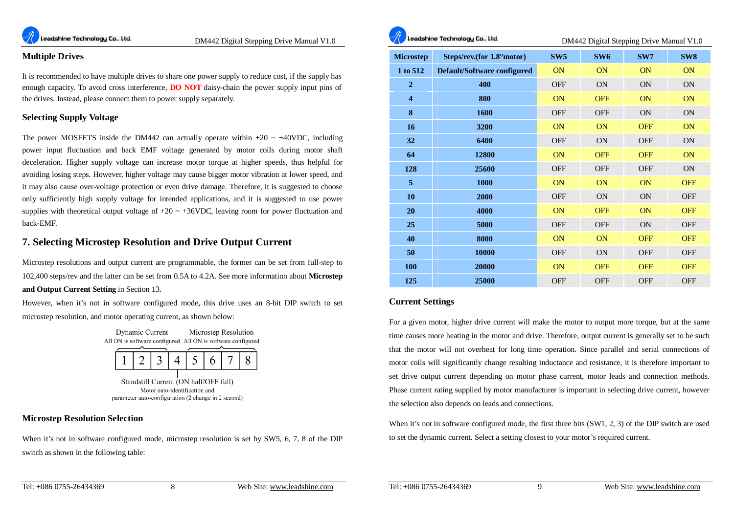## Multiple Drives

It is recommended to have multiple drives to share one power supply to reduce cost, if the supply has enough capacity. To avoid cross interference, **DO NOT** daisy-chain the power supply input pins of the drives. Instead, please connect them to power supply separately.

## Selecting Supply Voltage

The power MOSFETS inside the DM442 can actually operate within +20 ~ +40VDC, including power input fluctuation and back EMF voltage generated by motor coils during motor shaft deceleration. Higher supply voltage can increase motor torque at higher speeds, thus helpful for avoiding losing steps. However, higher voltage may cause bigger motor vibration at lower speed, and it may also cause over-voltage protection or even drive damage. Therefore, it is suggested to choose only sufficiently high supply voltage for intended applications, and it is suggested to use power supplies with theoretical output voltage of +20 ~ +36VDC, leaving room for power fluctuation and back-EMF.

# 7. Selecting Microstep Resolution and Drive Output Current

Microstep resolutions and output current are programmable, the former can be set from full-step to 102,400 steps/rev and the latter can be set from 0.5A to 4.2A. See more information about **Microstep and Output Current Setting** in Section 13.

However, when it's not in software configured mode, this drive uses an 8-bit DIP switch to set microstep resolution, and motor operating current, as shown below:

Dynamic Current — All ON is software configured (switches 1, 2, 3)
Microstep Resolution — All ON is software configured (switches 5, 6, 7, 8)

| 1 | 2 | 3 | 4 | 5 | 6 | 7 | 8 |
|---|---|---|---|---|---|---|---|

Standstill Current (ON half/OFF full) (switch 4)
Motor auto-identification and parameter auto-configuration (2 change in 2 second)

## Microstep Resolution Selection

When it's not in software configured mode, microstep resolution is set by SW5, 6, 7, 8 of the DIP switch as shown in the following table:

| Microstep | Steps/rev.(for 1.8°motor) | SW5 | SW6 | SW7 | SW8 |
|---|---|---|---|---|---|
| 1 to 512 | Default/Software configured | ON | ON | ON | ON |
| 2 | 400 | OFF | ON | ON | ON |
| 4 | 800 | ON | OFF | ON | ON |
| 8 | 1600 | OFF | OFF | ON | ON |
| 16 | 3200 | ON | ON | OFF | ON |
| 32 | 6400 | OFF | ON | OFF | ON |
| 64 | 12800 | ON | OFF | OFF | ON |
| 128 | 25600 | OFF | OFF | OFF | ON |
| 5 | 1000 | ON | ON | ON | OFF |
| 10 | 2000 | OFF | ON | ON | OFF |
| 20 | 4000 | ON | OFF | ON | OFF |
| 25 | 5000 | OFF | OFF | ON | OFF |
| 40 | 8000 | ON | ON | OFF | OFF |
| 50 | 10000 | OFF | ON | OFF | OFF |
| 100 | 20000 | ON | OFF | OFF | OFF |
| 125 | 25000 | OFF | OFF | OFF | OFF |

## Current Settings

For a given motor, higher drive current will make the motor to output more torque, but at the same time causes more heating in the motor and drive. Therefore, output current is generally set to be such that the motor will not overheat for long time operation. Since parallel and serial connections of motor coils will significantly change resulting inductance and resistance, it is therefore important to set drive output current depending on motor phase current, motor leads and connection methods. Phase current rating supplied by motor manufacturer is important in selecting drive current, however the selection also depends on leads and connections.

When it's not in software configured mode, the first three bits (SW1, 2, 3) of the DIP switch are used to set the dynamic current. Select a setting closest to your motor's required current.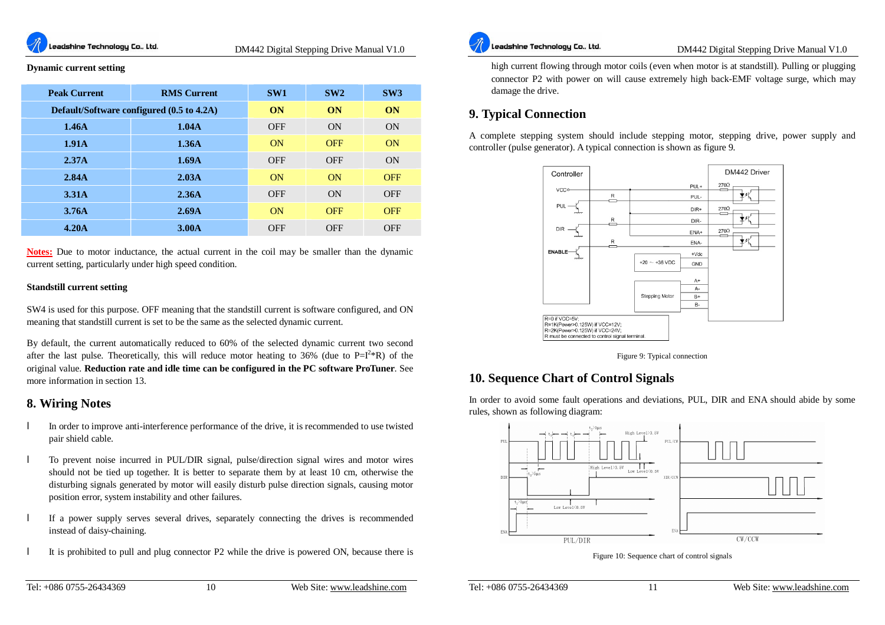**Dynamic current setting**

| Peak Current | RMS Current | SW1 | SW2 | SW3 |
|---|---|---|---|---|
| Default/Software configured (0.5 to 4.2A) | | ON | ON | ON |
| 1.46A | 1.04A | OFF | ON | ON |
| 1.91A | 1.36A | ON | OFF | ON |
| 2.37A | 1.69A | OFF | OFF | ON |
| 2.84A | 2.03A | ON | ON | OFF |
| 3.31A | 2.36A | OFF | ON | OFF |
| 3.76A | 2.69A | ON | OFF | OFF |
| 4.20A | 3.00A | OFF | OFF | OFF |

**Notes:** Due to motor inductance, the actual current in the coil may be smaller than the dynamic current setting, particularly under high speed condition.

**Standstill current setting**

SW4 is used for this purpose. OFF meaning that the standstill current is software configured, and ON meaning that standstill current is set to be the same as the selected dynamic current.

By default, the current automatically reduced to 60% of the selected dynamic current two second after the last pulse. Theoretically, this will reduce motor heating to 36% (due to $P=I^2*R$) of the original value. **Reduction rate and idle time can be configured in the PC software ProTuner**. See more information in section 13.

## 8. Wiring Notes

- In order to improve anti-interference performance of the drive, it is recommended to use twisted pair shield cable.
- To prevent noise incurred in PUL/DIR signal, pulse/direction signal wires and motor wires should not be tied up together. It is better to separate them by at least 10 cm, otherwise the disturbing signals generated by motor will easily disturb pulse direction signals, causing motor position error, system instability and other failures.
- If a power supply serves several drives, separately connecting the drives is recommended instead of daisy-chaining.
- It is prohibited to pull and plug connector P2 while the drive is powered ON, because there is high current flowing through motor coils (even when motor is at standstill). Pulling or plugging connector P2 with power on will cause extremely high back-EMF voltage surge, which may damage the drive.

## 9. Typical Connection

A complete stepping system should include stepping motor, stepping drive, power supply and controller (pulse generator). A typical connection is shown as figure 9.

Figure 9: Typical connection

## 10. Sequence Chart of Control Signals

In order to avoid some fault operations and deviations, PUL, DIR and ENA should abide by some rules, shown as following diagram:

Figure 10: Sequence chart of control signals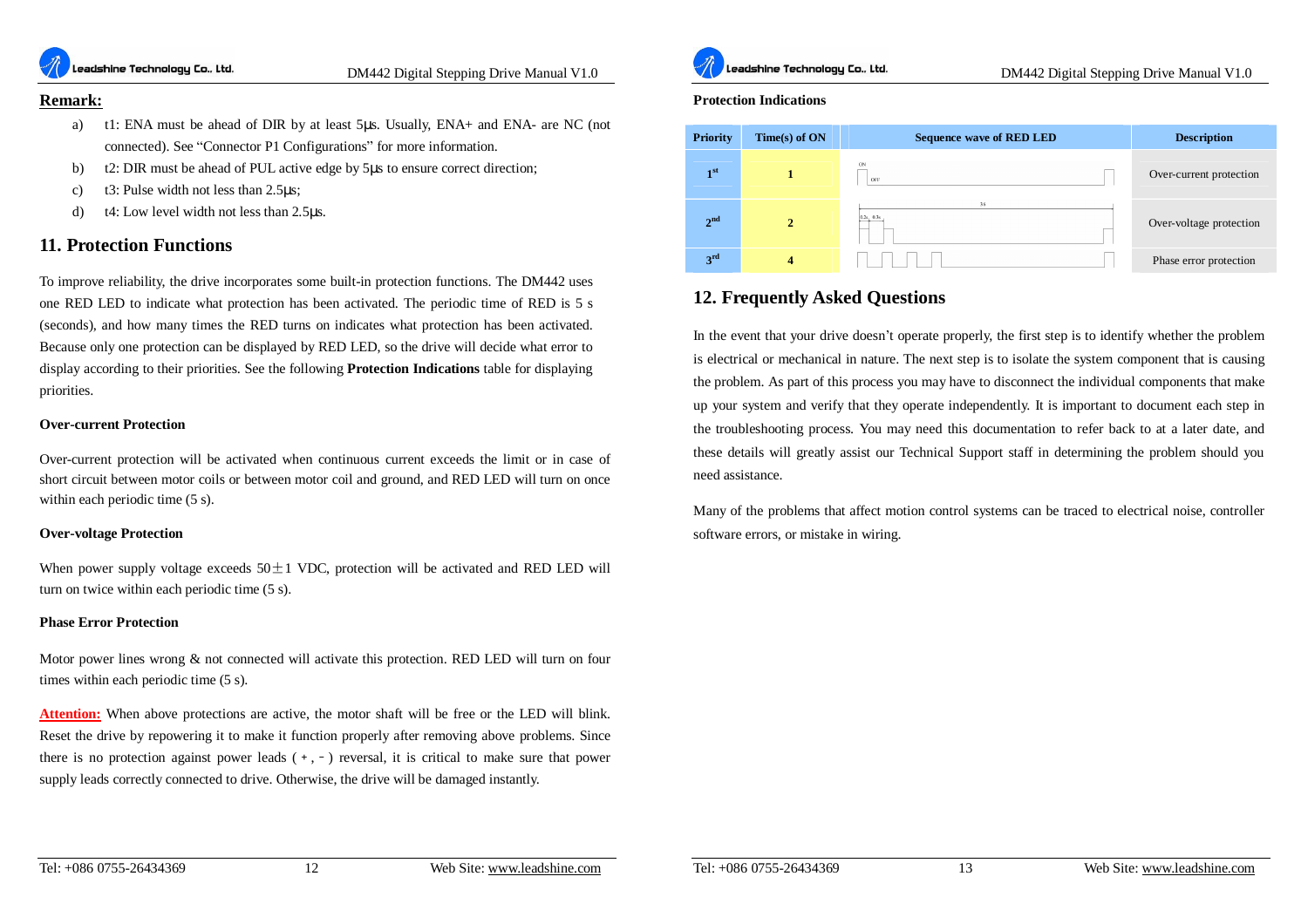**Remark:**

a) t1: ENA must be ahead of DIR by at least 5μs. Usually, ENA+ and ENA- are NC (not connected). See "Connector P1 Configurations" for more information.

b) t2: DIR must be ahead of PUL active edge by 5μs to ensure correct direction;

c) t3: Pulse width not less than 2.5μs;

d) t4: Low level width not less than 2.5μs.

## 11. Protection Functions

To improve reliability, the drive incorporates some built-in protection functions. The DM442 uses one RED LED to indicate what protection has been activated. The periodic time of RED is 5 s (seconds), and how many times the RED turns on indicates what protection has been activated. Because only one protection can be displayed by RED LED, so the drive will decide what error to display according to their priorities. See the following **Protection Indications** table for displaying priorities.

**Over-current Protection**

Over-current protection will be activated when continuous current exceeds the limit or in case of short circuit between motor coils or between motor coil and ground, and RED LED will turn on once within each periodic time (5 s).

**Over-voltage Protection**

When power supply voltage exceeds 50±1 VDC, protection will be activated and RED LED will turn on twice within each periodic time (5 s).

**Phase Error Protection**

Motor power lines wrong & not connected will activate this protection. RED LED will turn on four times within each periodic time (5 s).

**Attention:** When above protections are active, the motor shaft will be free or the LED will blink. Reset the drive by repowering it to make it function properly after removing above problems. Since there is no protection against power leads ( + , − ) reversal, it is critical to make sure that power supply leads correctly connected to drive. Otherwise, the drive will be damaged instantly.

**Protection Indications**

| Priority | Time(s) of ON | Sequence wave of RED LED | Description |
|---|---|---|---|
| 1st | 1 | | Over-current protection |
| 2nd | 2 | | Over-voltage protection |
| 3rd | 4 | | Phase error protection |

## 12. Frequently Asked Questions

In the event that your drive doesn't operate properly, the first step is to identify whether the problem is electrical or mechanical in nature. The next step is to isolate the system component that is causing the problem. As part of this process you may have to disconnect the individual components that make up your system and verify that they operate independently. It is important to document each step in the troubleshooting process. You may need this documentation to refer back to at a later date, and these details will greatly assist our Technical Support staff in determining the problem should you need assistance.

Many of the problems that affect motion control systems can be traced to electrical noise, controller software errors, or mistake in wiring.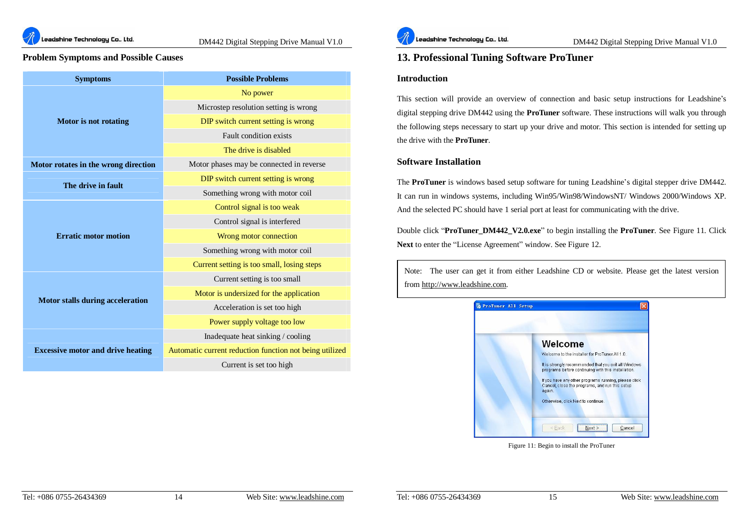**Problem Symptoms and Possible Causes**

| Symptoms | Possible Problems |
|---|---|
| Motor is not rotating | No power |
| | Microstep resolution setting is wrong |
| | DIP switch current setting is wrong |
| | Fault condition exists |
| | The drive is disabled |
| Motor rotates in the wrong direction | Motor phases may be connected in reverse |
| The drive in fault | DIP switch current setting is wrong |
| | Something wrong with motor coil |
| Erratic motor motion | Control signal is too weak |
| | Control signal is interfered |
| | Wrong motor connection |
| | Something wrong with motor coil |
| | Current setting is too small, losing steps |
| Motor stalls during acceleration | Current setting is too small |
| | Motor is undersized for the application |
| | Acceleration is set too high |
| | Power supply voltage too low |
| Excessive motor and drive heating | Inadequate heat sinking / cooling |
| | Automatic current reduction function not being utilized |
| | Current is set too high |

# 13. Professional Tuning Software ProTuner

## Introduction

This section will provide an overview of connection and basic setup instructions for Leadshine's digital stepping drive DM442 using the **ProTuner** software. These instructions will walk you through the following steps necessary to start up your drive and motor. This section is intended for setting up the drive with the **ProTuner**.

## Software Installation

The **ProTuner** is windows based setup software for tuning Leadshine's digital stepper drive DM442. It can run in windows systems, including Win95/Win98/WindowsNT/ Windows 2000/Windows XP. And the selected PC should have 1 serial port at least for communicating with the drive.

Double click "**ProTuner_DM442_V2.0.exe**" to begin installing the **ProTuner**. See Figure 11. Click **Next** to enter the "License Agreement" window. See Figure 12.

> Note: The user can get it from either Leadshine CD or website. Please get the latest version from http://www.leadshine.com.

Figure 11: Begin to install the ProTuner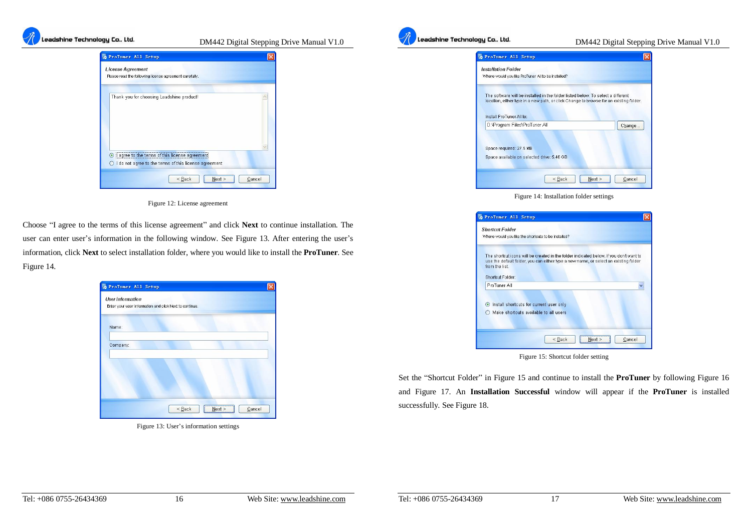Figure 12: License agreement

Choose “I agree to the terms of this license agreement” and click **Next** to continue installation. The user can enter user’s information in the following window. See Figure 13. After entering the user’s information, click **Next** to select installation folder, where you would like to install the **ProTuner**. See Figure 14.

Figure 13: User’s information settings

Figure 14: Installation folder settings

Figure 15: Shortcut folder setting

Set the “Shortcut Folder” in Figure 15 and continue to install the **ProTuner** by following Figure 16 and Figure 17. An **Installation Successful** window will appear if the **ProTuner** is installed successfully. See Figure 18.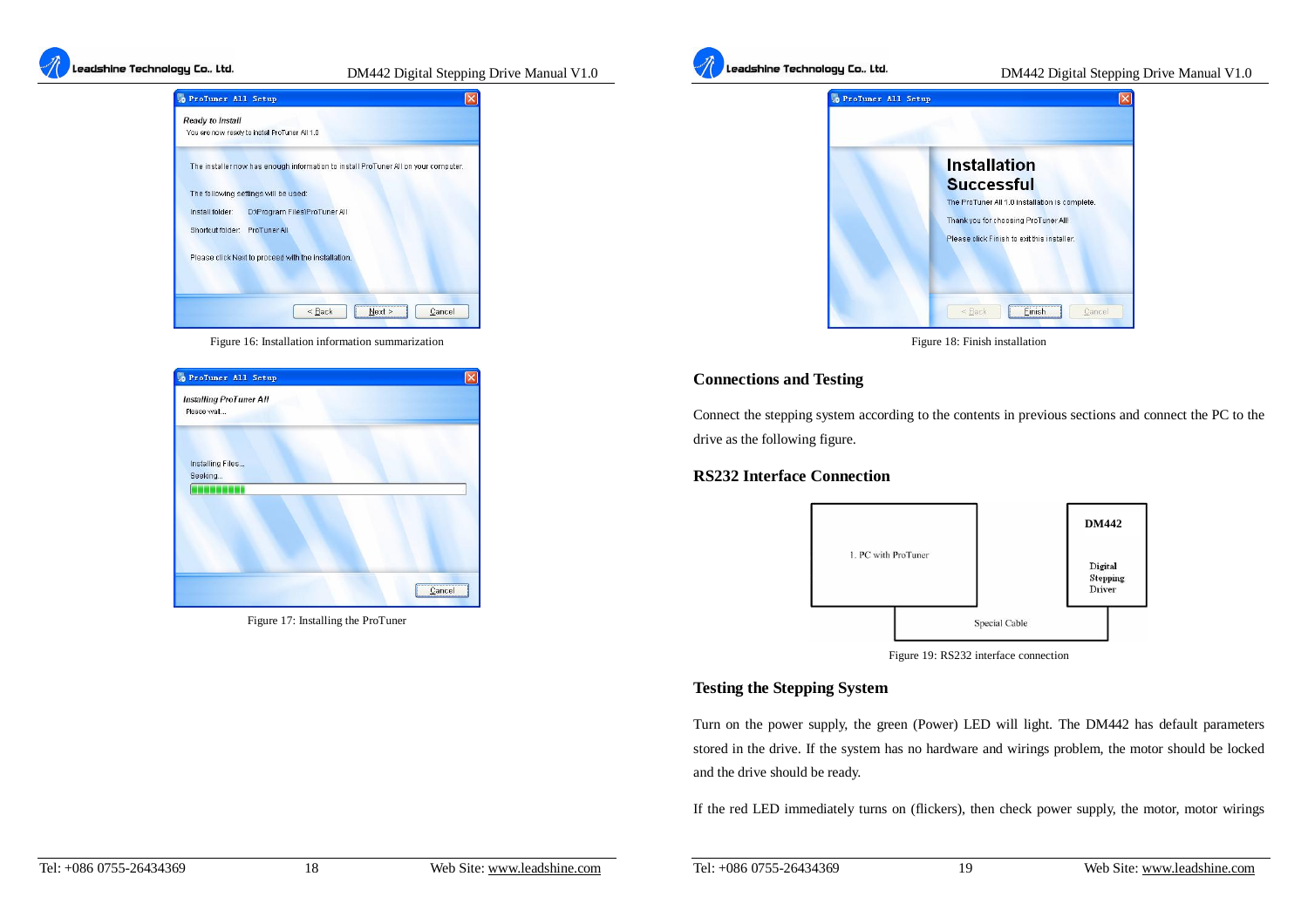Figure 16: Installation information summarization

Figure 17: Installing the ProTuner

Figure 18: Finish installation

## Connections and Testing

Connect the stepping system according to the contents in previous sections and connect the PC to the drive as the following figure.

### RS232 Interface Connection

Figure 19: RS232 interface connection

### Testing the Stepping System

Turn on the power supply, the green (Power) LED will light. The DM442 has default parameters stored in the drive. If the system has no hardware and wirings problem, the motor should be locked and the drive should be ready.

If the red LED immediately turns on (flickers), then check power supply, the motor, motor wirings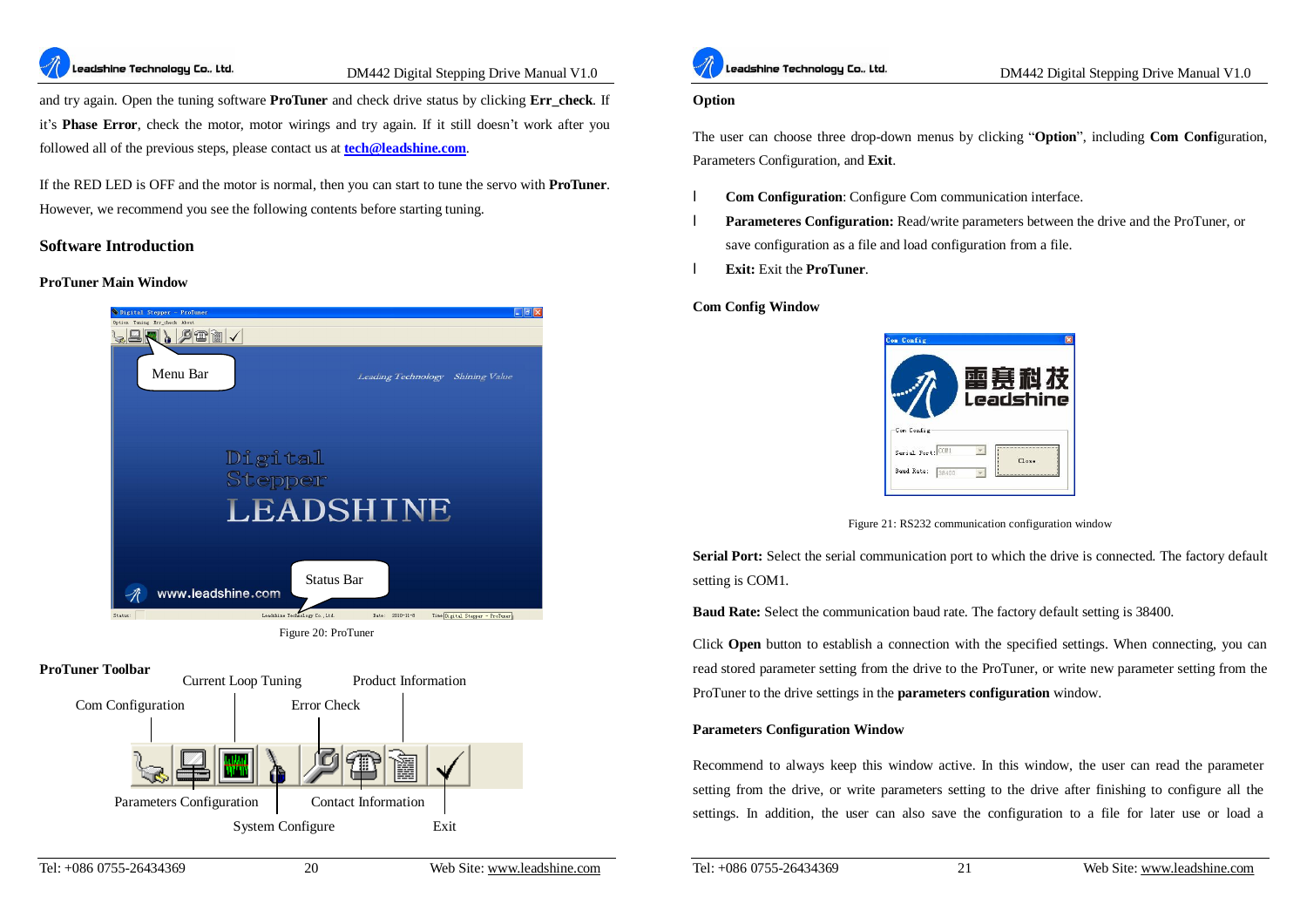and try again. Open the tuning software **ProTuner** and check drive status by clicking **Err_check**. If it's **Phase Error**, check the motor, motor wirings and try again. If it still doesn't work after you followed all of the previous steps, please contact us at **tech@leadshine.com**.

If the RED LED is OFF and the motor is normal, then you can start to tune the servo with **ProTuner**. However, we recommend you see the following contents before starting tuning.

## Software Introduction

### ProTuner Main Window

Figure 20: ProTuner

### ProTuner Toolbar

Com Configuration, Parameters Configuration, Current Loop Tuning, System Configure, Error Check, Contact Information, Product Information, Exit

### Option

The user can choose three drop-down menus by clicking "**Option**", including **Com Confi**guration, Parameters Configuration, and **Exit**.

- **Com Configuration**: Configure Com communication interface.
- **Parameteres Configuration:** Read/write parameters between the drive and the ProTuner, or save configuration as a file and load configuration from a file.
- **Exit:** Exit the **ProTuner**.

### Com Config Window

Figure 21: RS232 communication configuration window

**Serial Port:** Select the serial communication port to which the drive is connected. The factory default setting is COM1.

**Baud Rate:** Select the communication baud rate. The factory default setting is 38400.

Click **Open** button to establish a connection with the specified settings. When connecting, you can read stored parameter setting from the drive to the ProTuner, or write new parameter setting from the ProTuner to the drive settings in the **parameters configuration** window.

### Parameters Configuration Window

Recommend to always keep this window active. In this window, the user can read the parameter setting from the drive, or write parameters setting to the drive after finishing to configure all the settings. In addition, the user can also save the configuration to a file for later use or load a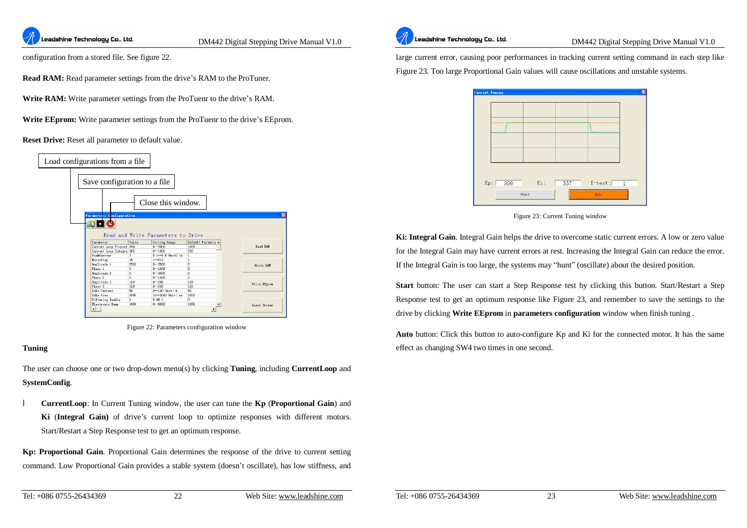configuration from a stored file. See figure 22.

**Read RAM:** Read parameter settings from the drive's RAM to the ProTuner.

**Write RAM:** Write parameter settings from the ProTuenr to the drive's RAM.

**Write EEprom:** Write parameter settings from the ProTuenr to the drive's EEprom.

**Reset Drive:** Reset all parameter to default value.

Load configurations from a file

Save configuration to a file

Close this window.

Figure 22: Parameters configuration window

**Tuning**

The user can choose one or two drop-down menu(s) by clicking **Tuning**, including **CurrentLoop** and **SystemConfig**.

- **CurrentLoop**: In Current Tuning window, the user can tune the **Kp** (**Proportional Gain**) and **Ki** (**Integral Gain)** of drive's current loop to optimize responses with different motors. Start/Restart a Step Response test to get an optimum response.

**Kp: Proportional Gain**. Proportional Gain determines the response of the drive to current setting command. Low Proportional Gain provides a stable system (doesn't oscillate), has low stiffness, and large current error, causing poor performances in tracking current setting command in each step like Figure 23. Too large Proportional Gain values will cause oscillations and unstable systems.

Figure 23: Current Tuning window

**Ki: Integral Gain**. Integral Gain helps the drive to overcome static current errors. A low or zero value for the Integral Gain may have current errors at rest. Increasing the Integral Gain can reduce the error. If the Integral Gain is too large, the systems may "hunt" (oscillate) about the desired position.

**Start** button: The user can start a Step Response test by clicking this button. Start/Restart a Step Response test to get an optimum response like Figure 23, and remember to save the settings to the drive by clicking **Write EEprom** in **parameters configuration** window when finish tuning .

**Auto** button: Click this button to auto-configure Kp and Ki for the connected motor. It has the same effect as changing SW4 two times in one second.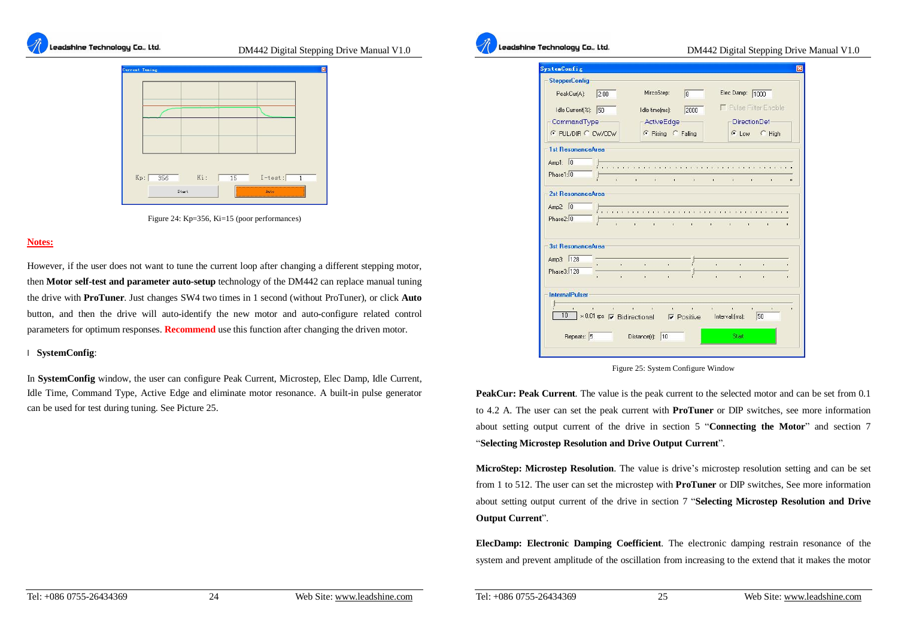Figure 24: Kp=356, Ki=15 (poor performances)

**Notes:**

However, if the user does not want to tune the current loop after changing a different stepping motor, then **Motor self-test and parameter auto-setup** technology of the DM442 can replace manual tuning the drive with **ProTuner**. Just changes SW4 two times in 1 second (without ProTuner), or click **Auto** button, and then the drive will auto-identify the new motor and auto-configure related control parameters for optimum responses. **Recommend** use this function after changing the driven motor.

- **SystemConfig**:

In **SystemConfig** window, the user can configure Peak Current, Microstep, Elec Damp, Idle Current, Idle Time, Command Type, Active Edge and eliminate motor resonance. A built-in pulse generator can be used for test during tuning. See Picture 25.

Figure 25: System Configure Window

**PeakCur: Peak Current**. The value is the peak current to the selected motor and can be set from 0.1 to 4.2 A. The user can set the peak current with **ProTuner** or DIP switches, see more information about setting output current of the drive in section 5 "**Connecting the Motor**" and section 7 "**Selecting Microstep Resolution and Drive Output Current**".

**MicroStep: Microstep Resolution**. The value is drive's microstep resolution setting and can be set from 1 to 512. The user can set the microstep with **ProTuner** or DIP switches, See more information about setting output current of the drive in section 7 "**Selecting Microstep Resolution and Drive Output Current**".

**ElecDamp: Electronic Damping Coefficient**. The electronic damping restrain resonance of the system and prevent amplitude of the oscillation from increasing to the extend that it makes the motor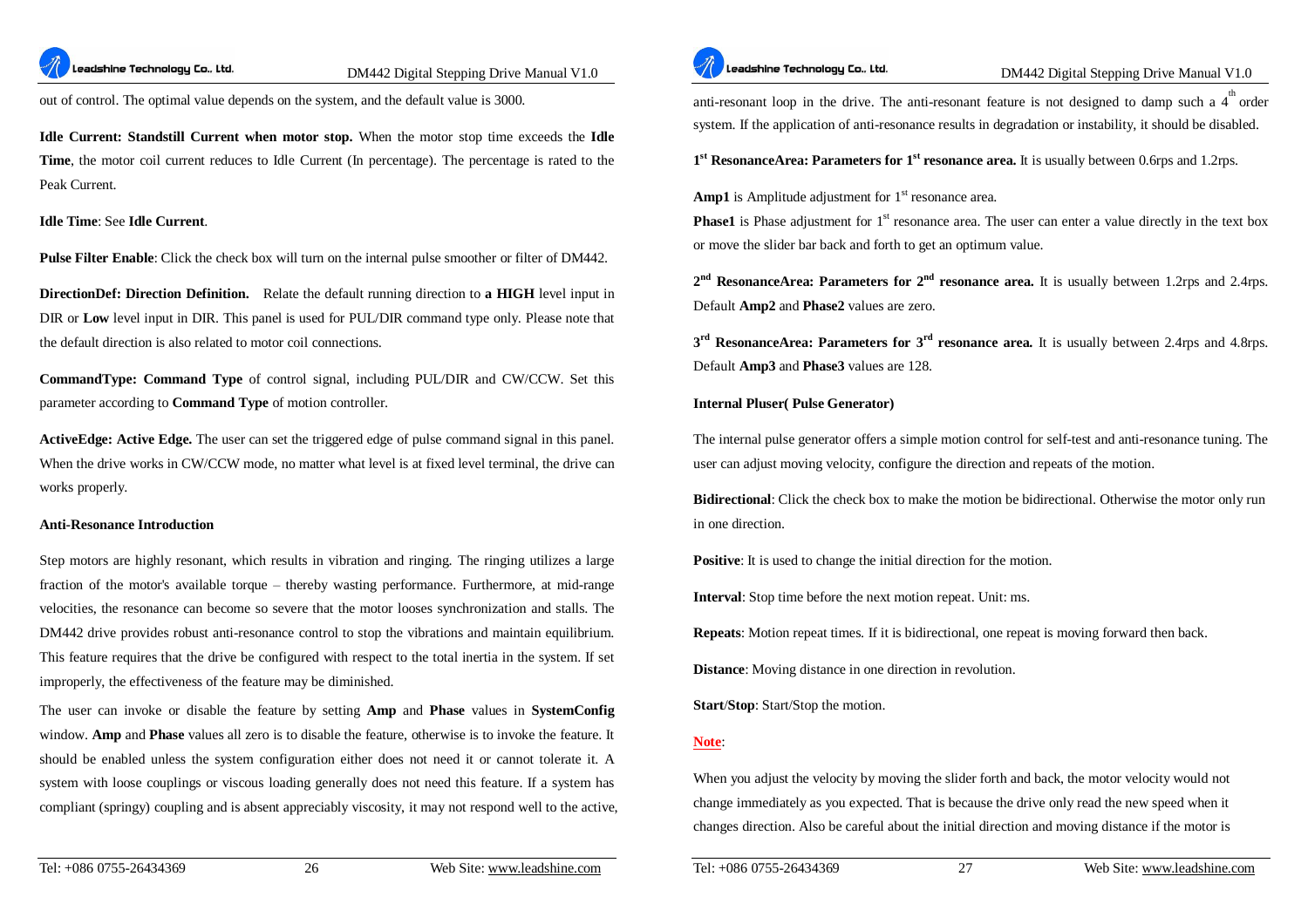out of control. The optimal value depends on the system, and the default value is 3000.

**Idle Current: Standstill Current when motor stop.** When the motor stop time exceeds the **Idle Time**, the motor coil current reduces to Idle Current (In percentage). The percentage is rated to the Peak Current.

**Idle Time**: See **Idle Current**.

**Pulse Filter Enable**: Click the check box will turn on the internal pulse smoother or filter of DM442.

**DirectionDef: Direction Definition.** Relate the default running direction to **a HIGH** level input in DIR or **Low** level input in DIR. This panel is used for PUL/DIR command type only. Please note that the default direction is also related to motor coil connections.

**CommandType: Command Type** of control signal, including PUL/DIR and CW/CCW. Set this parameter according to **Command Type** of motion controller.

**ActiveEdge: Active Edge.** The user can set the triggered edge of pulse command signal in this panel. When the drive works in CW/CCW mode, no matter what level is at fixed level terminal, the drive can works properly.

**Anti-Resonance Introduction**

Step motors are highly resonant, which results in vibration and ringing. The ringing utilizes a large fraction of the motor's available torque – thereby wasting performance. Furthermore, at mid-range velocities, the resonance can become so severe that the motor looses synchronization and stalls. The DM442 drive provides robust anti-resonance control to stop the vibrations and maintain equilibrium. This feature requires that the drive be configured with respect to the total inertia in the system. If set improperly, the effectiveness of the feature may be diminished.

The user can invoke or disable the feature by setting **Amp** and **Phase** values in **SystemConfig** window. **Amp** and **Phase** values all zero is to disable the feature, otherwise is to invoke the feature. It should be enabled unless the system configuration either does not need it or cannot tolerate it. A system with loose couplings or viscous loading generally does not need this feature. If a system has compliant (springy) coupling and is absent appreciably viscosity, it may not respond well to the active, anti-resonant loop in the drive. The anti-resonant feature is not designed to damp such a 4th order system. If the application of anti-resonance results in degradation or instability, it should be disabled.

**1st ResonanceArea: Parameters for 1st resonance area.** It is usually between 0.6rps and 1.2rps.

**Amp1** is Amplitude adjustment for 1st resonance area.
**Phase1** is Phase adjustment for 1st resonance area. The user can enter a value directly in the text box or move the slider bar back and forth to get an optimum value.

**2nd ResonanceArea: Parameters for 2nd resonance area.** It is usually between 1.2rps and 2.4rps. Default **Amp2** and **Phase2** values are zero.

**3rd ResonanceArea: Parameters for 3rd resonance area.** It is usually between 2.4rps and 4.8rps. Default **Amp3** and **Phase3** values are 128.

**Internal Pluser( Pulse Generator)**

The internal pulse generator offers a simple motion control for self-test and anti-resonance tuning. The user can adjust moving velocity, configure the direction and repeats of the motion.

**Bidirectional**: Click the check box to make the motion be bidirectional. Otherwise the motor only run in one direction.

**Positive**: It is used to change the initial direction for the motion.

**Interval**: Stop time before the next motion repeat. Unit: ms.

**Repeats**: Motion repeat times. If it is bidirectional, one repeat is moving forward then back.

**Distance**: Moving distance in one direction in revolution.

**Start/Stop**: Start/Stop the motion.

**Note**:

When you adjust the velocity by moving the slider forth and back, the motor velocity would not change immediately as you expected. That is because the drive only read the new speed when it changes direction. Also be careful about the initial direction and moving distance if the motor is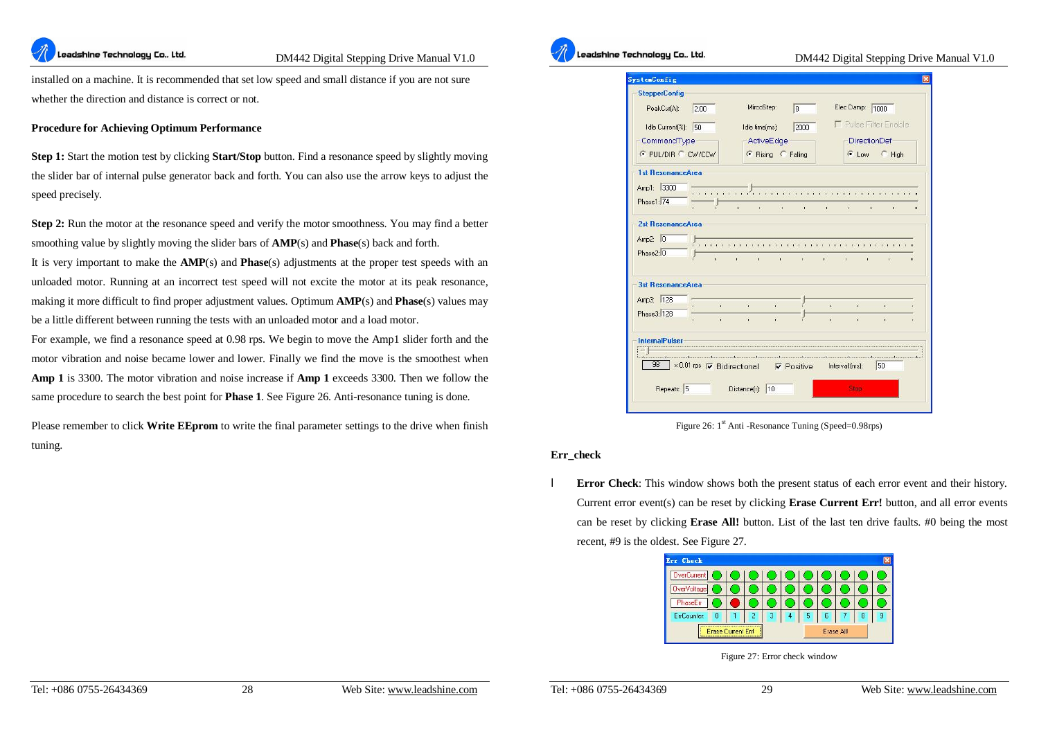installed on a machine. It is recommended that set low speed and small distance if you are not sure whether the direction and distance is correct or not.

**Procedure for Achieving Optimum Performance**

**Step 1:** Start the motion test by clicking **Start/Stop** button. Find a resonance speed by slightly moving the slider bar of internal pulse generator back and forth. You can also use the arrow keys to adjust the speed precisely.

**Step 2:** Run the motor at the resonance speed and verify the motor smoothness. You may find a better smoothing value by slightly moving the slider bars of **AMP**(s) and **Phase**(s) back and forth.

It is very important to make the **AMP**(s) and **Phase**(s) adjustments at the proper test speeds with an unloaded motor. Running at an incorrect test speed will not excite the motor at its peak resonance, making it more difficult to find proper adjustment values. Optimum **AMP**(s) and **Phase**(s) values may be a little different between running the tests with an unloaded motor and a load motor.

For example, we find a resonance speed at 0.98 rps. We begin to move the Amp1 slider forth and the motor vibration and noise became lower and lower. Finally we find the move is the smoothest when **Amp 1** is 3300. The motor vibration and noise increase if **Amp 1** exceeds 3300. Then we follow the same procedure to search the best point for **Phase 1**. See Figure 26. Anti-resonance tuning is done.

Please remember to click **Write EEprom** to write the final parameter settings to the drive when finish tuning.

Figure 26: 1st Anti -Resonance Tuning (Speed=0.98rps)

**Err_check**

- **Error Check**: This window shows both the present status of each error event and their history. Current error event(s) can be reset by clicking **Erase Current Err!** button, and all error events can be reset by clicking **Erase All!** button. List of the last ten drive faults. #0 being the most recent, #9 is the oldest. See Figure 27.

Figure 27: Error check window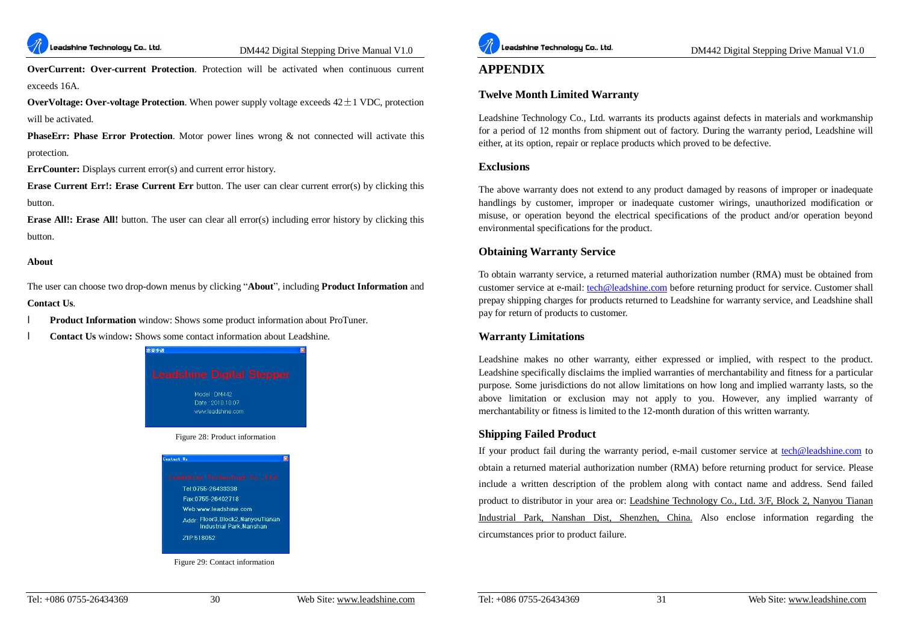**OverCurrent: Over-current Protection**. Protection will be activated when continuous current exceeds 16A.

**OverVoltage: Over-voltage Protection**. When power supply voltage exceeds 42±1 VDC, protection will be activated.

**PhaseErr: Phase Error Protection**. Motor power lines wrong & not connected will activate this protection.

**ErrCounter:** Displays current error(s) and current error history.

**Erase Current Err!: Erase Current Err** button. The user can clear current error(s) by clicking this button.

**Erase All!: Erase All!** button. The user can clear all error(s) including error history by clicking this button.

**About**

The user can choose two drop-down menus by clicking "**About**", including **Product Information** and **Contact Us**.

- **Product Information** window: Shows some product information about ProTuner.
- **Contact Us** window**:** Shows some contact information about Leadshine.

Figure 28: Product information

Figure 29: Contact information

# APPENDIX

## Twelve Month Limited Warranty

Leadshine Technology Co., Ltd. warrants its products against defects in materials and workmanship for a period of 12 months from shipment out of factory. During the warranty period, Leadshine will either, at its option, repair or replace products which proved to be defective.

## Exclusions

The above warranty does not extend to any product damaged by reasons of improper or inadequate handlings by customer, improper or inadequate customer wirings, unauthorized modification or misuse, or operation beyond the electrical specifications of the product and/or operation beyond environmental specifications for the product.

## Obtaining Warranty Service

To obtain warranty service, a returned material authorization number (RMA) must be obtained from customer service at e-mail: tech@leadshine.com before returning product for service. Customer shall prepay shipping charges for products returned to Leadshine for warranty service, and Leadshine shall pay for return of products to customer.

## Warranty Limitations

Leadshine makes no other warranty, either expressed or implied, with respect to the product. Leadshine specifically disclaims the implied warranties of merchantability and fitness for a particular purpose. Some jurisdictions do not allow limitations on how long and implied warranty lasts, so the above limitation or exclusion may not apply to you. However, any implied warranty of merchantability or fitness is limited to the 12-month duration of this written warranty.

## Shipping Failed Product

If your product fail during the warranty period, e-mail customer service at tech@leadshine.com to obtain a returned material authorization number (RMA) before returning product for service. Please include a written description of the problem along with contact name and address. Send failed product to distributor in your area or: Leadshine Technology Co., Ltd. 3/F, Block 2, Nanyou Tianan Industrial Park, Nanshan Dist, Shenzhen, China. Also enclose information regarding the circumstances prior to product failure.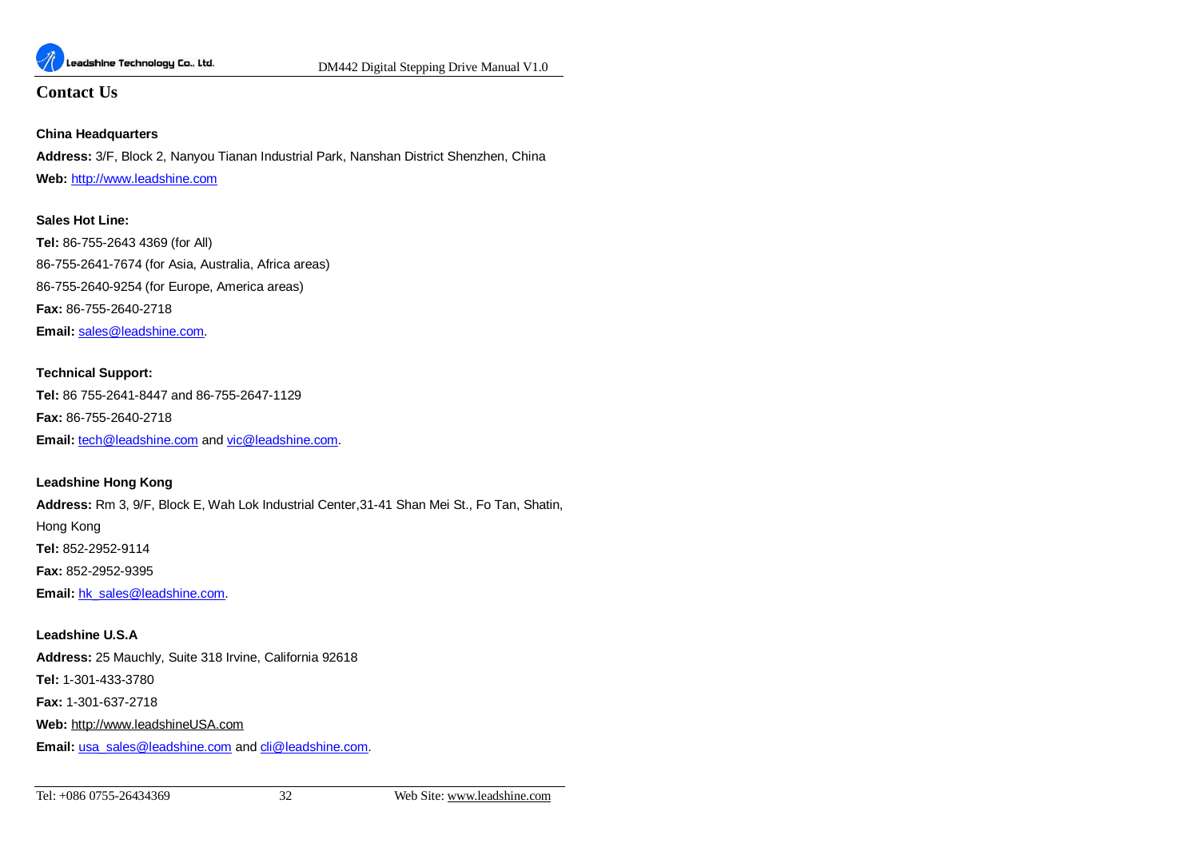## Contact Us

**China Headquarters**

**Address:** 3/F, Block 2, Nanyou Tianan Industrial Park, Nanshan District Shenzhen, China

**Web:** http://www.leadshine.com

**Sales Hot Line:**

**Tel:** 86-755-2643 4369 (for All)

86-755-2641-7674 (for Asia, Australia, Africa areas)

86-755-2640-9254 (for Europe, America areas)

**Fax:** 86-755-2640-2718

**Email:** sales@leadshine.com.

**Technical Support:**

**Tel:** 86 755-2641-8447 and 86-755-2647-1129

**Fax:** 86-755-2640-2718

**Email:** tech@leadshine.com and vic@leadshine.com.

**Leadshine Hong Kong**

**Address:** Rm 3, 9/F, Block E, Wah Lok Industrial Center,31-41 Shan Mei St., Fo Tan, Shatin, Hong Kong

**Tel:** 852-2952-9114

**Fax:** 852-2952-9395

**Email:** hk_sales@leadshine.com.

**Leadshine U.S.A**

**Address:** 25 Mauchly, Suite 318 Irvine, California 92618

**Tel:** 1-301-433-3780

**Fax:** 1-301-637-2718

**Web:** http://www.leadshineUSA.com

**Email:** usa_sales@leadshine.com and cli@leadshine.com.